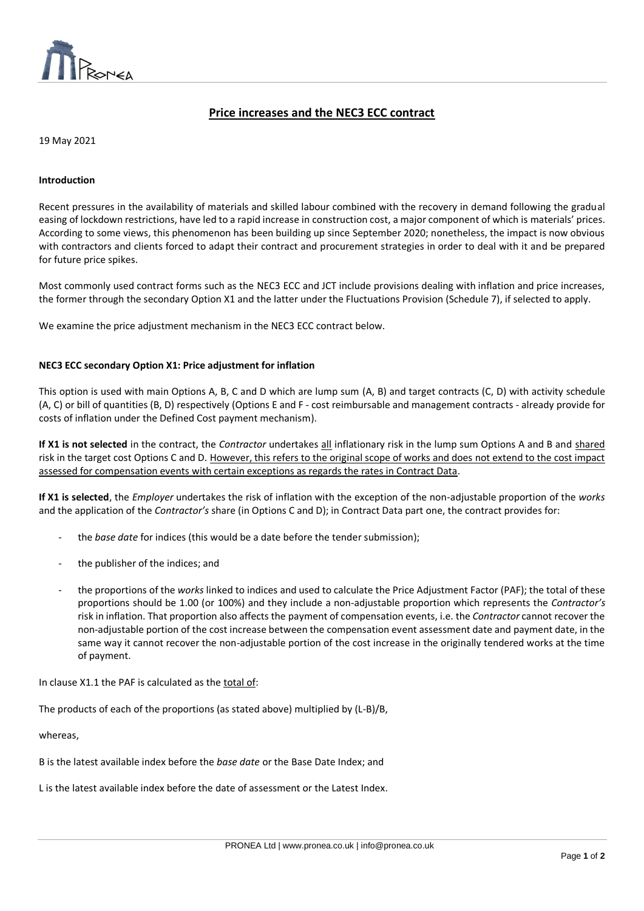# Price increases and the NEC3 ECC contract

19 May 2021

## Introduction

Recent pressures in the availability of materials and skilled labour combined with the recovery in demand following the gradual easing of lockdown restrictions, have led to a rapid increase in construction cost, a major component of which is materials' prices. According to some views, this phenomenon has been building up since September 2020; nonetheless, the impact is now obvious with contractors and clients forced to adapt their contract and procurement strategies in order to deal with it and be prepared for future price spikes.

Most commonly used contract forms such as the NEC3 ECC and JCT include provisions dealing with inflation and price increases, the former through the secondary Option X1 and the latter under the Fluctuations Provision (Schedule 7), if selected to apply.

We examine the price adjustment mechanism in the NEC3 ECC contract below.

## NEC3 ECC secondary Option X1: Price adjustment for inflation

This option is used with main Options A, B, C and D which are lump sum (A, B) and target contracts (C, D) with activity schedule (A, C) or bill of quantities (B, D) respectively (Options E and F - cost reimbursable and management contracts - already provide for costs of inflation under the Defined Cost payment mechanism).

**If X1 is not selected** in the contract, the *Contractor* undertakes all inflationary risk in the lump sum Options A and B and shared risk in the target cost Options C and D. However, this refers to the original scope of works and does not extend to the cost impact assessed for compensation events with certain exceptions as regards the rates in Contract Data.

**If X1 is selected**, the *Employer* undertakes the risk of inflation with the exception of the non-adjustable proportion of the *works* and the application of the *Contractor's* share (in Options C and D); in Contract Data part one, the contract provides for:

- the *base date* for indices (this would be a date before the tender submission);
- the publisher of the indices; and
- the proportions of the *works* linked to indices and used to calculate the Price Adjustment Factor (PAF); the total of these proportions should be 1.00 (or 100%) and they include a non-adjustable proportion which represents the *Contractor's* risk in inflation. That proportion also affects the payment of compensation events, i.e. the *Contractor* cannot recover the non-adjustable portion of the cost increase between the compensation event assessment date and payment date, in the same way it cannot recover the non-adjustable portion of the cost increase in the originally tendered works at the time of payment.

In clause X1.1 the PAF is calculated as the total of:

The products of each of the proportions (as stated above) multiplied by $(L-B)/B$,

whereas,

B is the latest available index before the *base date* or the Base Date Index; and

L is the latest available index before the date of assessment or the Latest Index.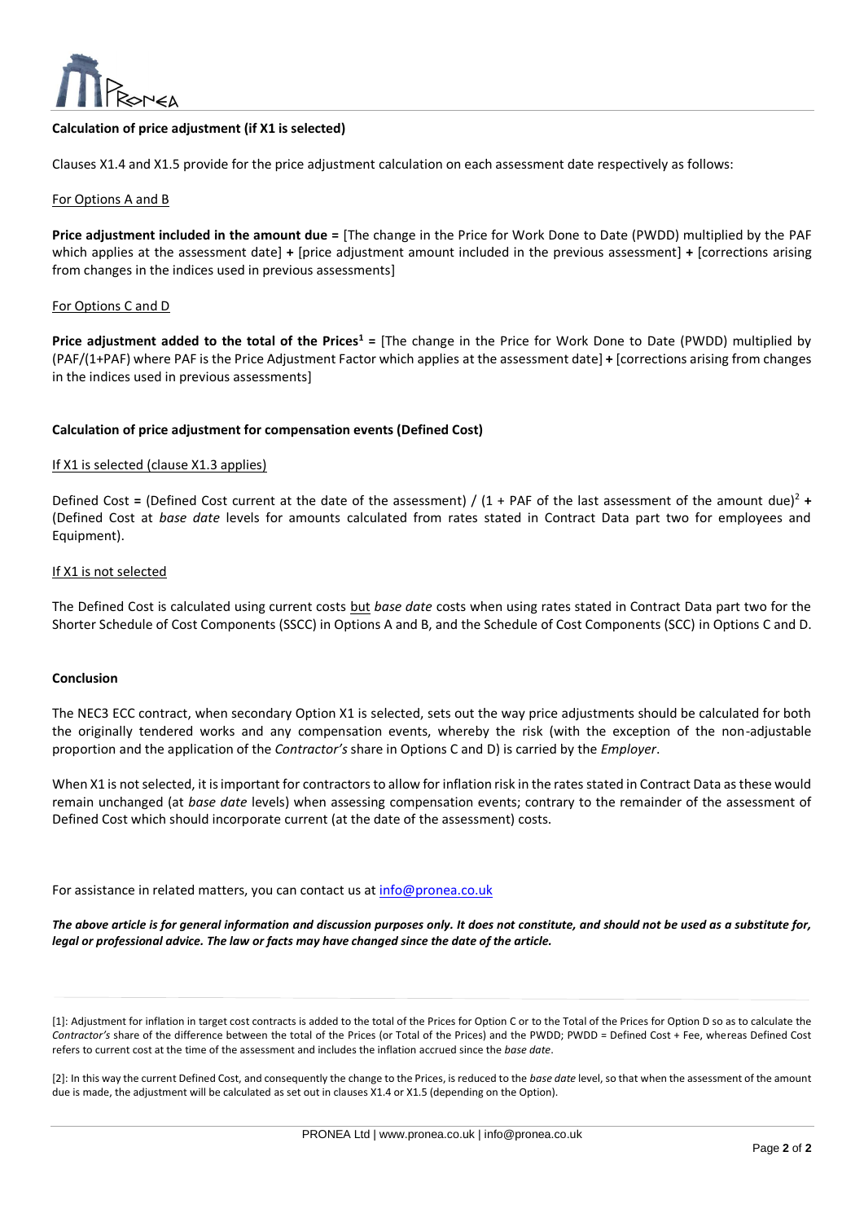**Calculation of price adjustment (if X1 is selected)**

Clauses X1.4 and X1.5 provide for the price adjustment calculation on each assessment date respectively as follows:

For Options A and B

**Price adjustment included in the amount due =** [The change in the Price for Work Done to Date (PWDD) multiplied by the PAF which applies at the assessment date] **+** [price adjustment amount included in the previous assessment] **+** [corrections arising from changes in the indices used in previous assessments]

For Options C and D

**Price adjustment added to the total of the Prices[1] =** [The change in the Price for Work Done to Date (PWDD) multiplied by (PAF/(1+PAF) where PAF is the Price Adjustment Factor which applies at the assessment date] **+** [corrections arising from changes in the indices used in previous assessments]

**Calculation of price adjustment for compensation events (Defined Cost)**

If X1 is selected (clause X1.3 applies)

Defined Cost **=** (Defined Cost current at the date of the assessment) / (1 + PAF of the last assessment of the amount due)[2] **+** (Defined Cost at *base date* levels for amounts calculated from rates stated in Contract Data part two for employees and Equipment).

If X1 is not selected

The Defined Cost is calculated using current costs but *base date* costs when using rates stated in Contract Data part two for the Shorter Schedule of Cost Components (SSCC) in Options A and B, and the Schedule of Cost Components (SCC) in Options C and D.

**Conclusion**

The NEC3 ECC contract, when secondary Option X1 is selected, sets out the way price adjustments should be calculated for both the originally tendered works and any compensation events, whereby the risk (with the exception of the non-adjustable proportion and the application of the *Contractor's* share in Options C and D) is carried by the *Employer*.

When X1 is not selected, it is important for contractors to allow for inflation risk in the rates stated in Contract Data as these would remain unchanged (at *base date* levels) when assessing compensation events; contrary to the remainder of the assessment of Defined Cost which should incorporate current (at the date of the assessment) costs.

For assistance in related matters, you can contact us at info@pronea.co.uk

***The above article is for general information and discussion purposes only. It does not constitute, and should not be used as a substitute for, legal or professional advice. The law or facts may have changed since the date of the article.***

[1]: Adjustment for inflation in target cost contracts is added to the total of the Prices for Option C or to the Total of the Prices for Option D so as to calculate the *Contractor's* share of the difference between the total of the Prices (or Total of the Prices) and the PWDD; PWDD = Defined Cost + Fee, whereas Defined Cost refers to current cost at the time of the assessment and includes the inflation accrued since the *base date*.

[2]: In this way the current Defined Cost, and consequently the change to the Prices, is reduced to the *base date* level, so that when the assessment of the amount due is made, the adjustment will be calculated as set out in clauses X1.4 or X1.5 (depending on the Option).